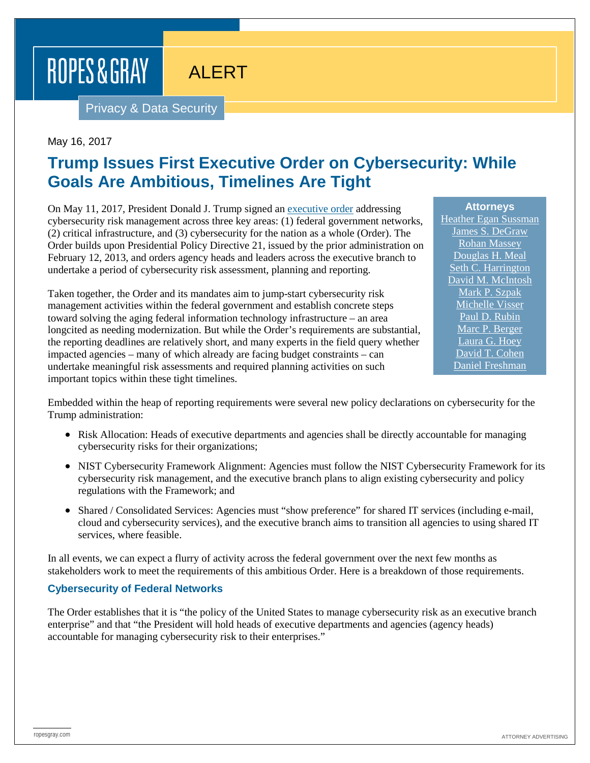ROPES & GRAY

ALERT

Privacy & Data Security

May 16, 2017

# Trump Issues First Executive Order on Cybersecurity: While Goals Are Ambitious, Timelines Are Tight

On May 11, 2017, President Donald J. Trump signed an executive order addressing cybersecurity risk management across three key areas: (1) federal government networks, (2) critical infrastructure, and (3) cybersecurity for the nation as a whole (Order). The Order builds upon Presidential Policy Directive 21, issued by the prior administration on February 12, 2013, and orders agency heads and leaders across the executive branch to undertake a period of cybersecurity risk assessment, planning and reporting.

**Attorneys**
Heather Egan Sussman
James S. DeGraw
Rohan Massey
Douglas H. Meal
Seth C. Harrington
David M. McIntosh
Mark P. Szpak
Michelle Visser
Paul D. Rubin
Marc P. Berger
Laura G. Hoey
David T. Cohen
Daniel Freshman

Taken together, the Order and its mandates aim to jump-start cybersecurity risk management activities within the federal government and establish concrete steps toward solving the aging federal information technology infrastructure – an area longcited as needing modernization. But while the Order's requirements are substantial, the reporting deadlines are relatively short, and many experts in the field query whether impacted agencies – many of which already are facing budget constraints – can undertake meaningful risk assessments and required planning activities on such important topics within these tight timelines.

Embedded within the heap of reporting requirements were several new policy declarations on cybersecurity for the Trump administration:

- Risk Allocation: Heads of executive departments and agencies shall be directly accountable for managing cybersecurity risks for their organizations;
- NIST Cybersecurity Framework Alignment: Agencies must follow the NIST Cybersecurity Framework for its cybersecurity risk management, and the executive branch plans to align existing cybersecurity and policy regulations with the Framework; and
- Shared / Consolidated Services: Agencies must "show preference" for shared IT services (including e-mail, cloud and cybersecurity services), and the executive branch aims to transition all agencies to using shared IT services, where feasible.

In all events, we can expect a flurry of activity across the federal government over the next few months as stakeholders work to meet the requirements of this ambitious Order. Here is a breakdown of those requirements.

### Cybersecurity of Federal Networks

The Order establishes that it is "the policy of the United States to manage cybersecurity risk as an executive branch enterprise" and that "the President will hold heads of executive departments and agencies (agency heads) accountable for managing cybersecurity risk to their enterprises."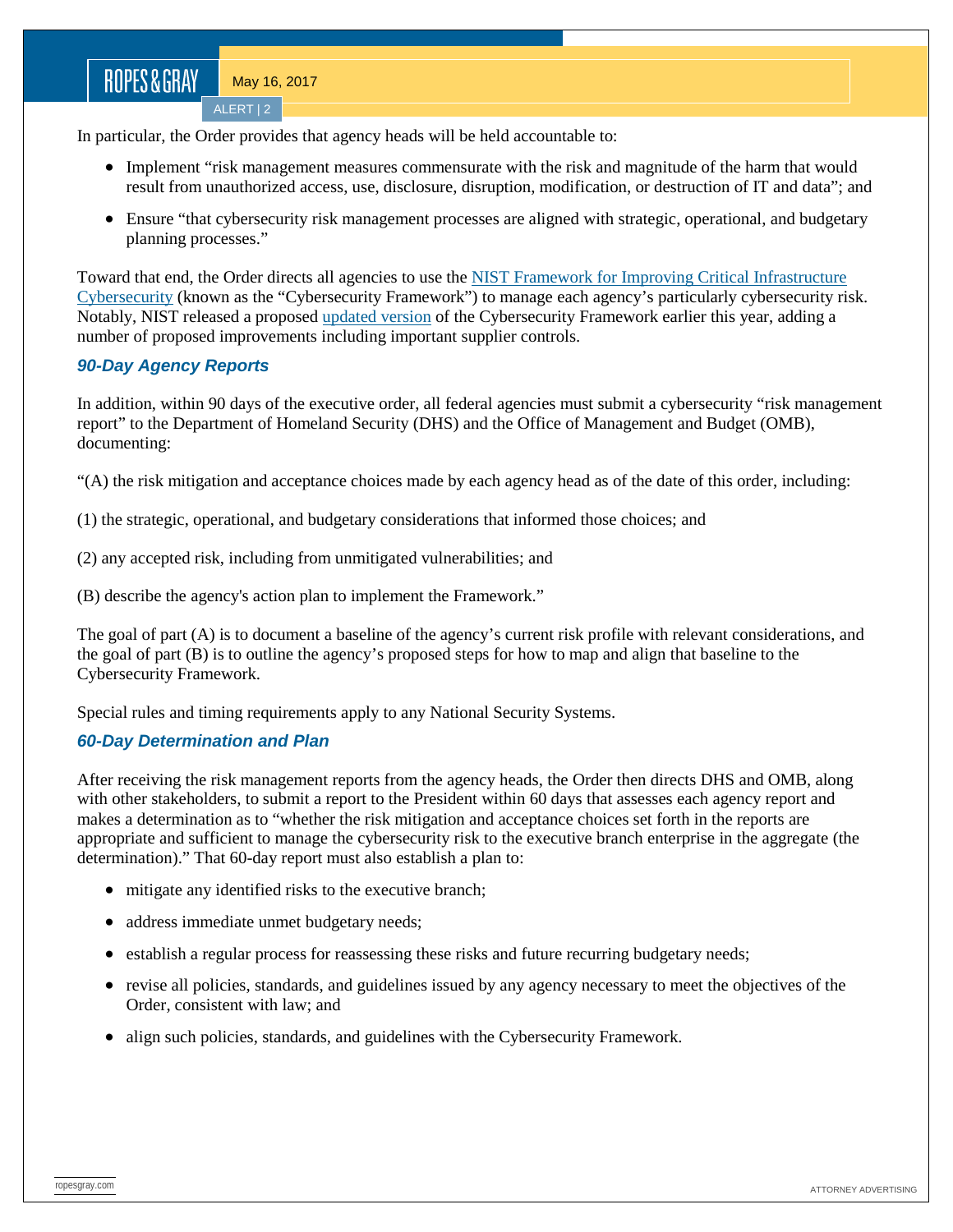In particular, the Order provides that agency heads will be held accountable to:

- Implement "risk management measures commensurate with the risk and magnitude of the harm that would result from unauthorized access, use, disclosure, disruption, modification, or destruction of IT and data"; and
- Ensure "that cybersecurity risk management processes are aligned with strategic, operational, and budgetary planning processes."

Toward that end, the Order directs all agencies to use the [NIST Framework for Improving Critical Infrastructure Cybersecurity](#) (known as the "Cybersecurity Framework") to manage each agency's particularly cybersecurity risk. Notably, NIST released a proposed [updated version](#) of the Cybersecurity Framework earlier this year, adding a number of proposed improvements including important supplier controls.

### *90-Day Agency Reports*

In addition, within 90 days of the executive order, all federal agencies must submit a cybersecurity "risk management report" to the Department of Homeland Security (DHS) and the Office of Management and Budget (OMB), documenting:

"(A) the risk mitigation and acceptance choices made by each agency head as of the date of this order, including:

(1) the strategic, operational, and budgetary considerations that informed those choices; and

(2) any accepted risk, including from unmitigated vulnerabilities; and

(B) describe the agency's action plan to implement the Framework."

The goal of part (A) is to document a baseline of the agency's current risk profile with relevant considerations, and the goal of part (B) is to outline the agency's proposed steps for how to map and align that baseline to the Cybersecurity Framework.

Special rules and timing requirements apply to any National Security Systems.

### *60-Day Determination and Plan*

After receiving the risk management reports from the agency heads, the Order then directs DHS and OMB, along with other stakeholders, to submit a report to the President within 60 days that assesses each agency report and makes a determination as to "whether the risk mitigation and acceptance choices set forth in the reports are appropriate and sufficient to manage the cybersecurity risk to the executive branch enterprise in the aggregate (the determination)." That 60-day report must also establish a plan to:

- mitigate any identified risks to the executive branch;
- address immediate unmet budgetary needs;
- establish a regular process for reassessing these risks and future recurring budgetary needs;
- revise all policies, standards, and guidelines issued by any agency necessary to meet the objectives of the Order, consistent with law; and
- align such policies, standards, and guidelines with the Cybersecurity Framework.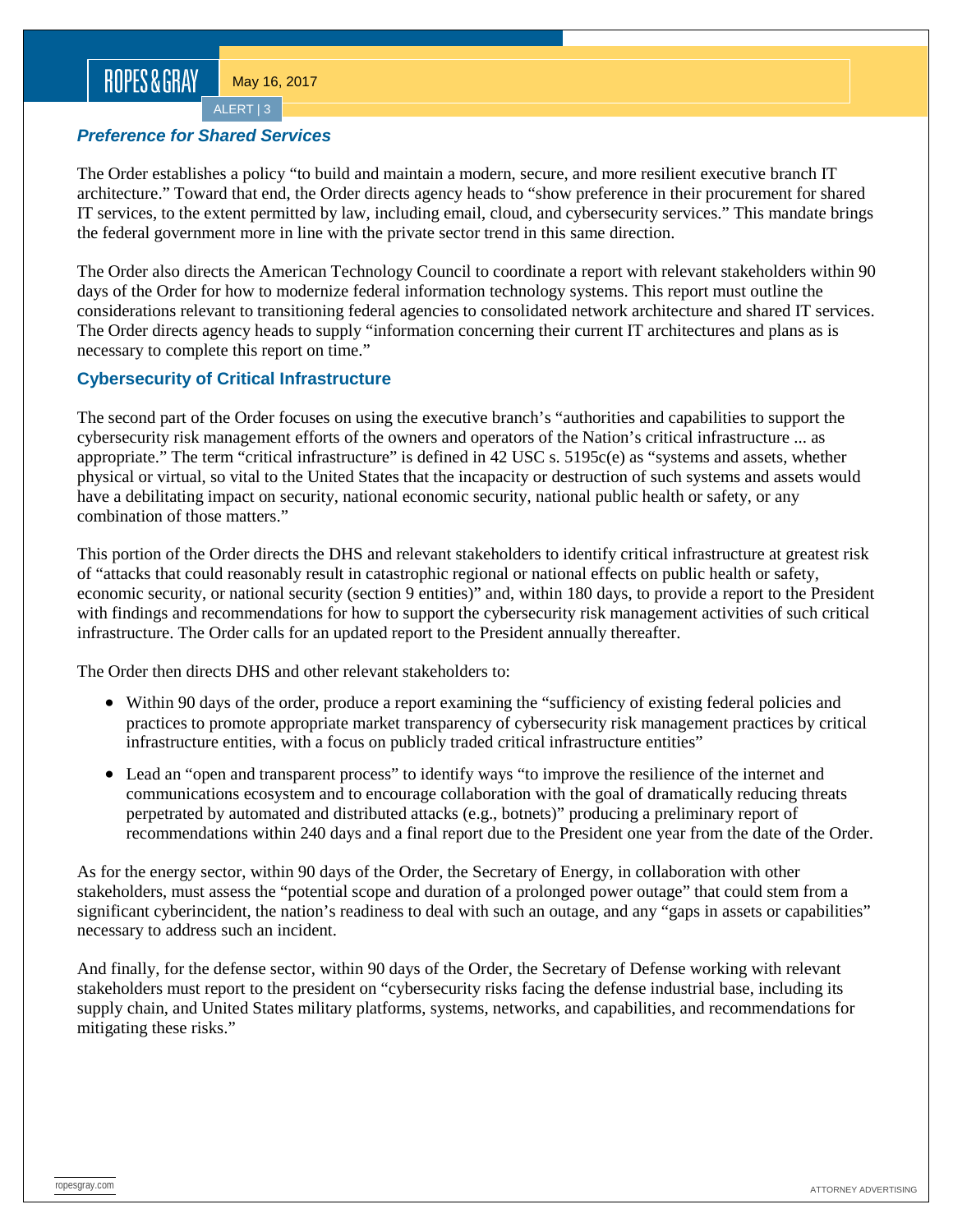### *Preference for Shared Services*

The Order establishes a policy “to build and maintain a modern, secure, and more resilient executive branch IT architecture.” Toward that end, the Order directs agency heads to “show preference in their procurement for shared IT services, to the extent permitted by law, including email, cloud, and cybersecurity services.” This mandate brings the federal government more in line with the private sector trend in this same direction.

The Order also directs the American Technology Council to coordinate a report with relevant stakeholders within 90 days of the Order for how to modernize federal information technology systems. This report must outline the considerations relevant to transitioning federal agencies to consolidated network architecture and shared IT services. The Order directs agency heads to supply “information concerning their current IT architectures and plans as is necessary to complete this report on time.”

### Cybersecurity of Critical Infrastructure

The second part of the Order focuses on using the executive branch’s “authorities and capabilities to support the cybersecurity risk management efforts of the owners and operators of the Nation’s critical infrastructure ... as appropriate.” The term “critical infrastructure” is defined in 42 USC s. 5195c(e) as “systems and assets, whether physical or virtual, so vital to the United States that the incapacity or destruction of such systems and assets would have a debilitating impact on security, national economic security, national public health or safety, or any combination of those matters.”

This portion of the Order directs the DHS and relevant stakeholders to identify critical infrastructure at greatest risk of “attacks that could reasonably result in catastrophic regional or national effects on public health or safety, economic security, or national security (section 9 entities)” and, within 180 days, to provide a report to the President with findings and recommendations for how to support the cybersecurity risk management activities of such critical infrastructure. The Order calls for an updated report to the President annually thereafter.

The Order then directs DHS and other relevant stakeholders to:

- Within 90 days of the order, produce a report examining the “sufficiency of existing federal policies and practices to promote appropriate market transparency of cybersecurity risk management practices by critical infrastructure entities, with a focus on publicly traded critical infrastructure entities”
- Lead an “open and transparent process” to identify ways “to improve the resilience of the internet and communications ecosystem and to encourage collaboration with the goal of dramatically reducing threats perpetrated by automated and distributed attacks (e.g., botnets)” producing a preliminary report of recommendations within 240 days and a final report due to the President one year from the date of the Order.

As for the energy sector, within 90 days of the Order, the Secretary of Energy, in collaboration with other stakeholders, must assess the “potential scope and duration of a prolonged power outage” that could stem from a significant cyberincident, the nation’s readiness to deal with such an outage, and any “gaps in assets or capabilities” necessary to address such an incident.

And finally, for the defense sector, within 90 days of the Order, the Secretary of Defense working with relevant stakeholders must report to the president on “cybersecurity risks facing the defense industrial base, including its supply chain, and United States military platforms, systems, networks, and capabilities, and recommendations for mitigating these risks.”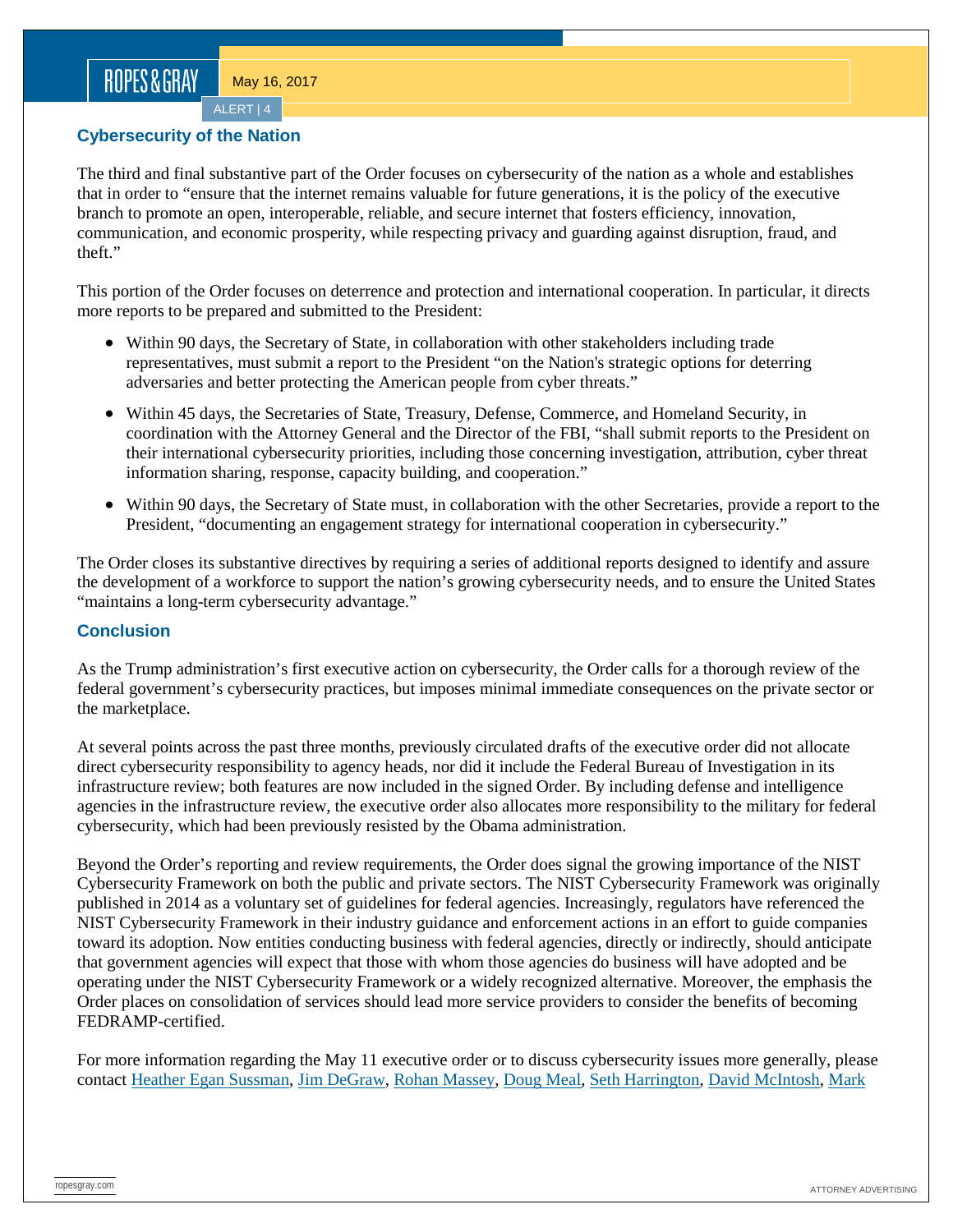## Cybersecurity of the Nation

The third and final substantive part of the Order focuses on cybersecurity of the nation as a whole and establishes that in order to "ensure that the internet remains valuable for future generations, it is the policy of the executive branch to promote an open, interoperable, reliable, and secure internet that fosters efficiency, innovation, communication, and economic prosperity, while respecting privacy and guarding against disruption, fraud, and theft."

This portion of the Order focuses on deterrence and protection and international cooperation. In particular, it directs more reports to be prepared and submitted to the President:

- Within 90 days, the Secretary of State, in collaboration with other stakeholders including trade representatives, must submit a report to the President "on the Nation's strategic options for deterring adversaries and better protecting the American people from cyber threats."
- Within 45 days, the Secretaries of State, Treasury, Defense, Commerce, and Homeland Security, in coordination with the Attorney General and the Director of the FBI, "shall submit reports to the President on their international cybersecurity priorities, including those concerning investigation, attribution, cyber threat information sharing, response, capacity building, and cooperation."
- Within 90 days, the Secretary of State must, in collaboration with the other Secretaries, provide a report to the President, "documenting an engagement strategy for international cooperation in cybersecurity."

The Order closes its substantive directives by requiring a series of additional reports designed to identify and assure the development of a workforce to support the nation's growing cybersecurity needs, and to ensure the United States "maintains a long-term cybersecurity advantage."

## Conclusion

As the Trump administration's first executive action on cybersecurity, the Order calls for a thorough review of the federal government's cybersecurity practices, but imposes minimal immediate consequences on the private sector or the marketplace.

At several points across the past three months, previously circulated drafts of the executive order did not allocate direct cybersecurity responsibility to agency heads, nor did it include the Federal Bureau of Investigation in its infrastructure review; both features are now included in the signed Order. By including defense and intelligence agencies in the infrastructure review, the executive order also allocates more responsibility to the military for federal cybersecurity, which had been previously resisted by the Obama administration.

Beyond the Order's reporting and review requirements, the Order does signal the growing importance of the NIST Cybersecurity Framework on both the public and private sectors. The NIST Cybersecurity Framework was originally published in 2014 as a voluntary set of guidelines for federal agencies. Increasingly, regulators have referenced the NIST Cybersecurity Framework in their industry guidance and enforcement actions in an effort to guide companies toward its adoption. Now entities conducting business with federal agencies, directly or indirectly, should anticipate that government agencies will expect that those with whom those agencies do business will have adopted and be operating under the NIST Cybersecurity Framework or a widely recognized alternative. Moreover, the emphasis the Order places on consolidation of services should lead more service providers to consider the benefits of becoming FEDRAMP-certified.

For more information regarding the May 11 executive order or to discuss cybersecurity issues more generally, please contact Heather Egan Sussman, Jim DeGraw, Rohan Massey, Doug Meal, Seth Harrington, David McIntosh, Mark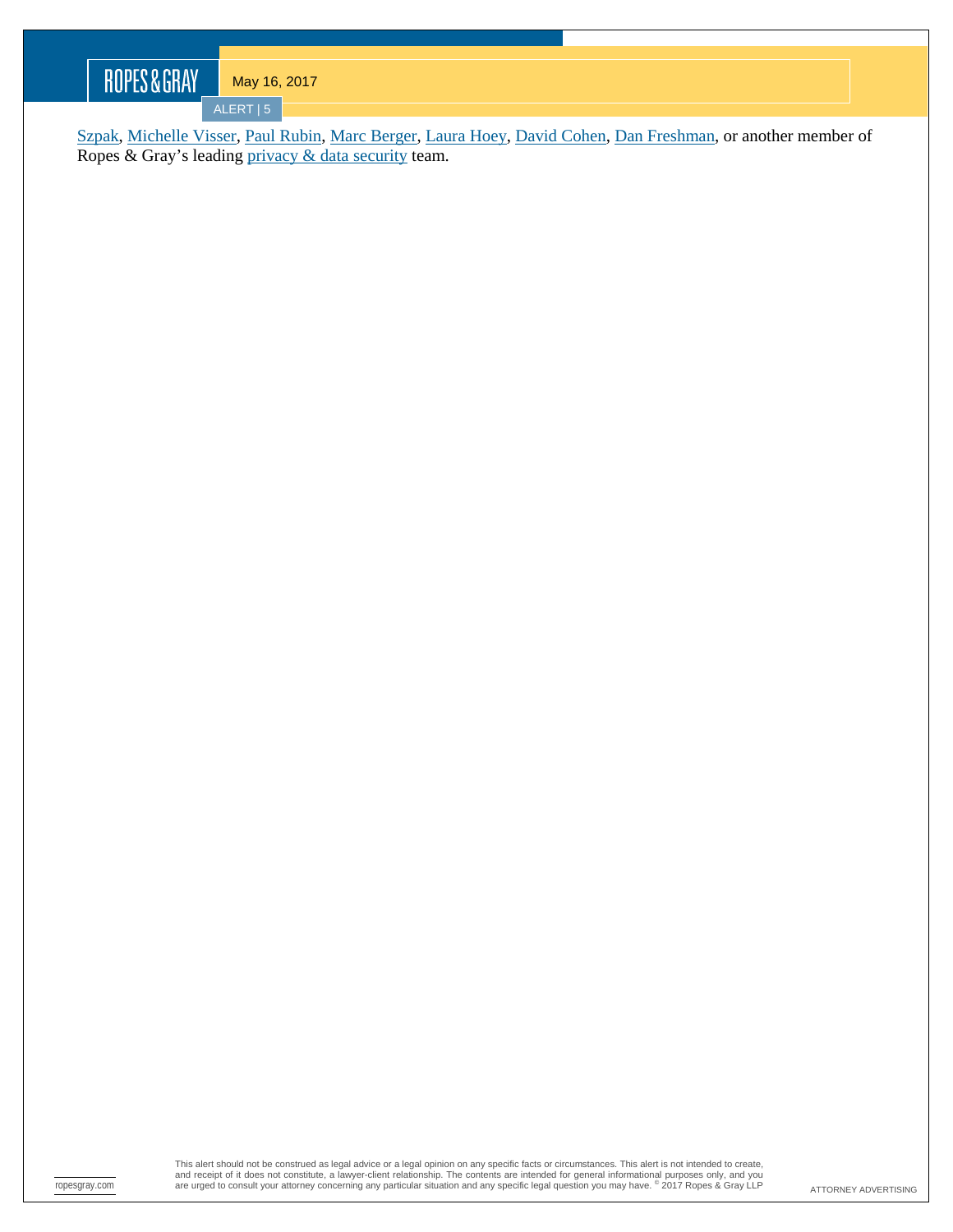Szpak, Michelle Visser, Paul Rubin, Marc Berger, Laura Hoey, David Cohen, Dan Freshman, or another member of Ropes & Gray's leading privacy & data security team.

This alert should not be construed as legal advice or a legal opinion on any specific facts or circumstances. This alert is not intended to create, and receipt of it does not constitute, a lawyer-client relationship. The contents are intended for general informational purposes only, and you are urged to consult your attorney concerning any particular situation and any specific legal question you may have. © 2017 Ropes & Gray LLP

ATTORNEY ADVERTISING